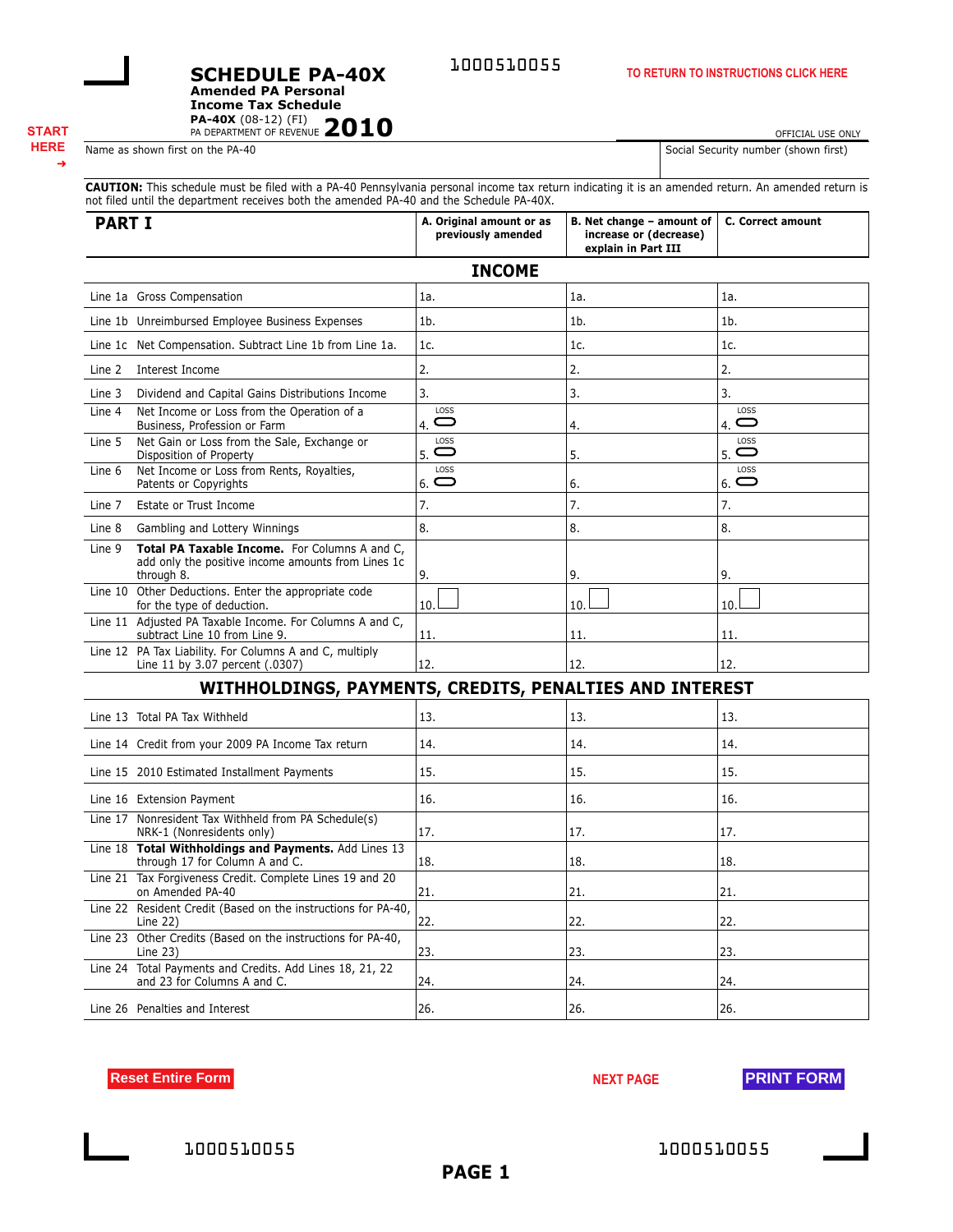# SCHEDULE PA-40X

**Amended PA Personal Income Tax Schedule**

**PA-40X** (08-12) (FI)
PA DEPARTMENT OF REVENUE **2010**

1000510055

TO RETURN TO INSTRUCTIONS CLICK HERE

START HERE ➜

OFFICIAL USE ONLY

| Name as shown first on the PA-40 | Social Security number (shown first) |
|---|---|
| | |

**CAUTION:** This schedule must be filed with a PA-40 Pennsylvania personal income tax return indicating it is an amended return. An amended return is not filed until the department receives both the amended PA-40 and the Schedule PA-40X.

| PART I | A. Original amount or as previously amended | B. Net change – amount of increase or (decrease) explain in Part III | C. Correct amount |
|---|---|---|---|
| **INCOME** | | | |
| Line 1a Gross Compensation | 1a. | 1a. | 1a. |
| Line 1b Unreimbursed Employee Business Expenses | 1b. | 1b. | 1b. |
| Line 1c Net Compensation. Subtract Line 1b from Line 1a. | 1c. | 1c. | 1c. |
| Line 2 Interest Income | 2. | 2. | 2. |
| Line 3 Dividend and Capital Gains Distributions Income | 3. | 3. | 3. |
| Line 4 Net Income or Loss from the Operation of a Business, Profession or Farm | 4. LOSS ⬭ | 4. | 4. LOSS ⬭ |
| Line 5 Net Gain or Loss from the Sale, Exchange or Disposition of Property | 5. LOSS ⬭ | 5. | 5. LOSS ⬭ |
| Line 6 Net Income or Loss from Rents, Royalties, Patents or Copyrights | 6. LOSS ⬭ | 6. | 6. LOSS ⬭ |
| Line 7 Estate or Trust Income | 7. | 7. | 7. |
| Line 8 Gambling and Lottery Winnings | 8. | 8. | 8. |
| Line 9 **Total PA Taxable Income.** For Columns A and C, add only the positive income amounts from Lines 1c through 8. | 9. | 9. | 9. |
| Line 10 Other Deductions. Enter the appropriate code for the type of deduction. | 10. ☐ | 10. ☐ | 10. ☐ |
| Line 11 Adjusted PA Taxable Income. For Columns A and C, subtract Line 10 from Line 9. | 11. | 11. | 11. |
| Line 12 PA Tax Liability. For Columns A and C, multiply Line 11 by 3.07 percent (.0307) | 12. | 12. | 12. |
| **WITHHOLDINGS, PAYMENTS, CREDITS, PENALTIES AND INTEREST** | | | |
| Line 13 Total PA Tax Withheld | 13. | 13. | 13. |
| Line 14 Credit from your 2009 PA Income Tax return | 14. | 14. | 14. |
| Line 15 2010 Estimated Installment Payments | 15. | 15. | 15. |
| Line 16 Extension Payment | 16. | 16. | 16. |
| Line 17 Nonresident Tax Withheld from PA Schedule(s) NRK-1 (Nonresidents only) | 17. | 17. | 17. |
| Line 18 **Total Withholdings and Payments.** Add Lines 13 through 17 for Column A and C. | 18. | 18. | 18. |
| Line 21 Tax Forgiveness Credit. Complete Lines 19 and 20 on Amended PA-40 | 21. | 21. | 21. |
| Line 22 Resident Credit (Based on the instructions for PA-40, Line 22) | 22. | 22. | 22. |
| Line 23 Other Credits (Based on the instructions for PA-40, Line 23) | 23. | 23. | 23. |
| Line 24 Total Payments and Credits. Add Lines 18, 21, 22 and 23 for Columns A and C. | 24. | 24. | 24. |
| Line 26 Penalties and Interest | 26. | 26. | 26. |

Reset Entire Form    NEXT PAGE    PRINT FORM

1000510055    1000510055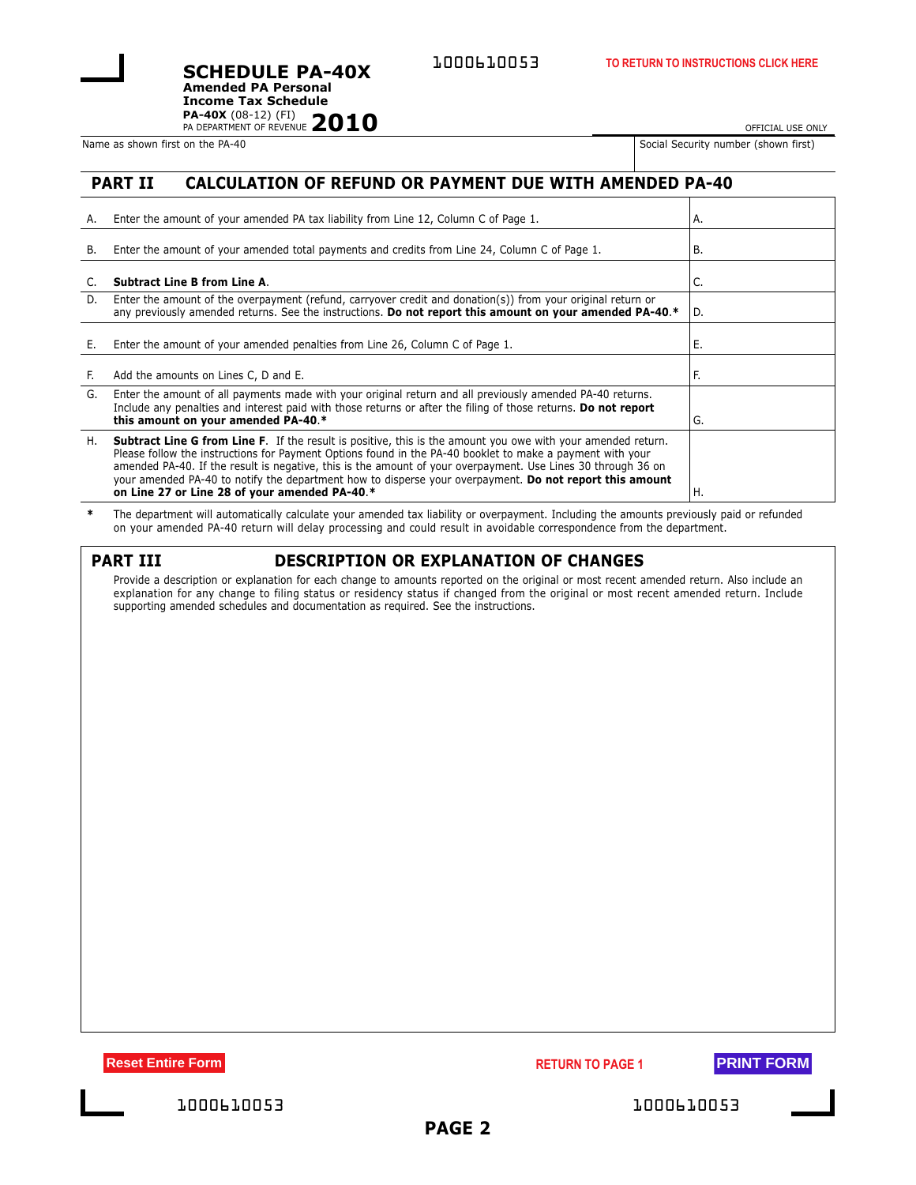# SCHEDULE PA-40X

**Amended PA Personal Income Tax Schedule**

**PA-40X** (08-12) (FI)
PA DEPARTMENT OF REVENUE **2010**

1000610053

TO RETURN TO INSTRUCTIONS CLICK HERE

OFFICIAL USE ONLY

| Name as shown first on the PA-40 | Social Security number (shown first) |
|---|---|
| | |

## PART II CALCULATION OF REFUND OR PAYMENT DUE WITH AMENDED PA-40

| | | |
|---|---|---|
| A. | Enter the amount of your amended PA tax liability from Line 12, Column C of Page 1. | A. |
| B. | Enter the amount of your amended total payments and credits from Line 24, Column C of Page 1. | B. |
| C. | **Subtract Line B from Line A**. | C. |
| D. | Enter the amount of the overpayment (refund, carryover credit and donation(s)) from your original return or any previously amended returns. See the instructions. **Do not report this amount on your amended PA-40.*** | D. |
| E. | Enter the amount of your amended penalties from Line 26, Column C of Page 1. | E. |
| F. | Add the amounts on Lines C, D and E. | F. |
| G. | Enter the amount of all payments made with your original return and all previously amended PA-40 returns. Include any penalties and interest paid with those returns or after the filing of those returns. **Do not report this amount on your amended PA-40.*** | G. |
| H. | **Subtract Line G from Line F**. If the result is positive, this is the amount you owe with your amended return. Please follow the instructions for Payment Options found in the PA-40 booklet to make a payment with your amended PA-40. If the result is negative, this is the amount of your overpayment. Use Lines 30 through 36 on your amended PA-40 to notify the department how to disperse your overpayment. **Do not report this amount on Line 27 or Line 28 of your amended PA-40.*** | H. |

\* The department will automatically calculate your amended tax liability or overpayment. Including the amounts previously paid or refunded on your amended PA-40 return will delay processing and could result in avoidable correspondence from the department.

## PART III DESCRIPTION OR EXPLANATION OF CHANGES

Provide a description or explanation for each change to amounts reported on the original or most recent amended return. Also include an explanation for any change to filing status or residency status if changed from the original or most recent amended return. Include supporting amended schedules and documentation as required. See the instructions.

Reset Entire Form

RETURN TO PAGE 1

PRINT FORM

1000610053 1000610053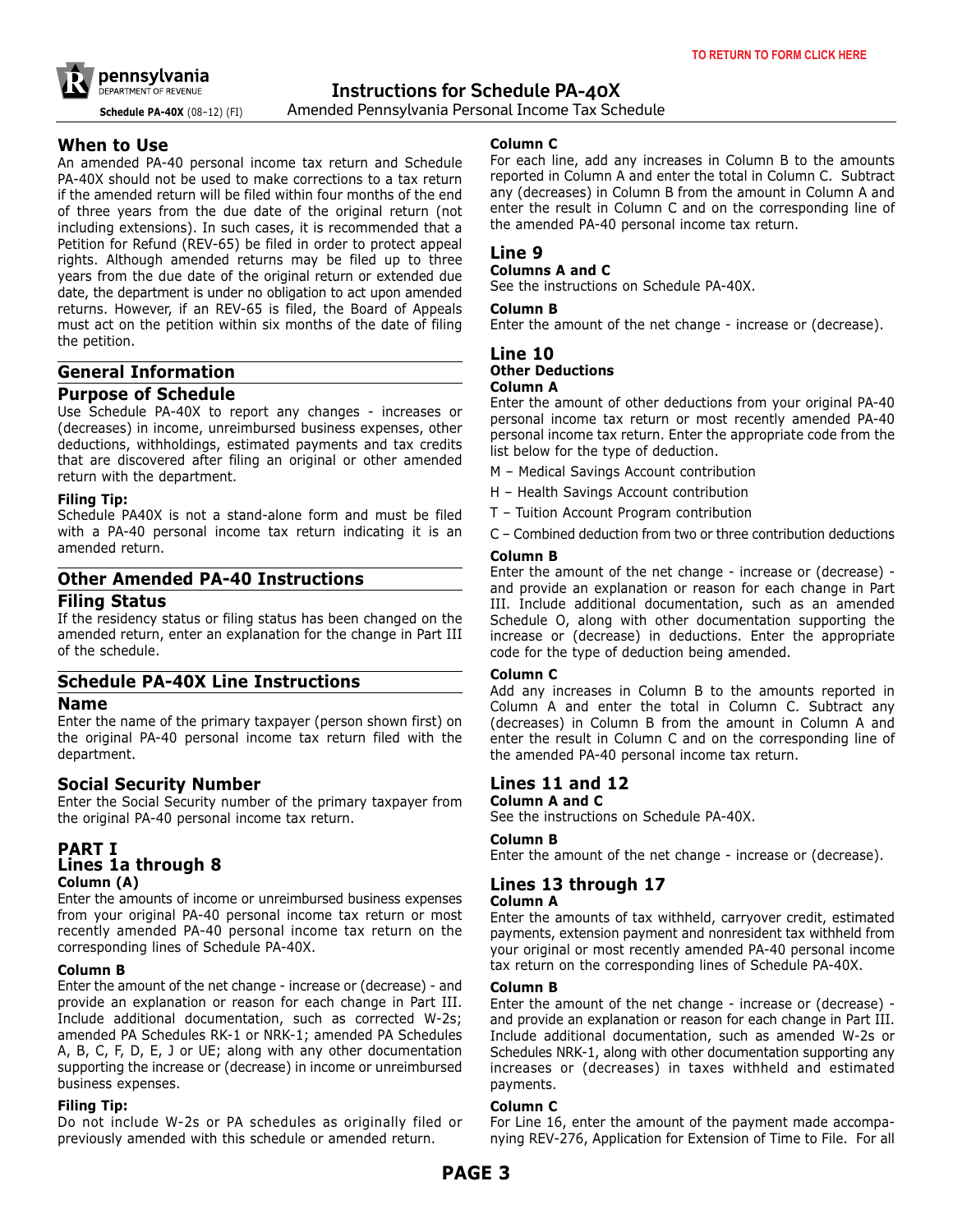# Instructions for Schedule PA-40X

Amended Pennsylvania Personal Income Tax Schedule

Schedule PA-40X (08-12) (FI)

TO RETURN TO FORM CLICK HERE

## When to Use

An amended PA-40 personal income tax return and Schedule PA-40X should not be used to make corrections to a tax return if the amended return will be filed within four months of the end of three years from the due date of the original return (not including extensions). In such cases, it is recommended that a Petition for Refund (REV-65) be filed in order to protect appeal rights. Although amended returns may be filed up to three years from the due date of the original return or extended due date, the department is under no obligation to act upon amended returns. However, if an REV-65 is filed, the Board of Appeals must act on the petition within six months of the date of filing the petition.

## General Information

### Purpose of Schedule

Use Schedule PA-40X to report any changes - increases or (decreases) in income, unreimbursed business expenses, other deductions, withholdings, estimated payments and tax credits that are discovered after filing an original or other amended return with the department.

**Filing Tip:**

Schedule PA40X is not a stand-alone form and must be filed with a PA-40 personal income tax return indicating it is an amended return.

## Other Amended PA-40 Instructions

### Filing Status

If the residency status or filing status has been changed on the amended return, enter an explanation for the change in Part III of the schedule.

## Schedule PA-40X Line Instructions

### Name

Enter the name of the primary taxpayer (person shown first) on the original PA-40 personal income tax return filed with the department.

### Social Security Number

Enter the Social Security number of the primary taxpayer from the original PA-40 personal income tax return.

### PART I

### Lines 1a through 8

**Column (A)**

Enter the amounts of income or unreimbursed business expenses from your original PA-40 personal income tax return or most recently amended PA-40 personal income tax return on the corresponding lines of Schedule PA-40X.

**Column B**

Enter the amount of the net change - increase or (decrease) - and provide an explanation or reason for each change in Part III. Include additional documentation, such as corrected W-2s; amended PA Schedules RK-1 or NRK-1; amended PA Schedules A, B, C, F, D, E, J or UE; along with any other documentation supporting the increase or (decrease) in income or unreimbursed business expenses.

**Filing Tip:**

Do not include W-2s or PA schedules as originally filed or previously amended with this schedule or amended return.

**Column C**

For each line, add any increases in Column B to the amounts reported in Column A and enter the total in Column C. Subtract any (decreases) in Column B from the amount in Column A and enter the result in Column C and on the corresponding line of the amended PA-40 personal income tax return.

### Line 9

**Columns A and C**

See the instructions on Schedule PA-40X.

**Column B**

Enter the amount of the net change - increase or (decrease).

### Line 10

**Other Deductions**

**Column A**

Enter the amount of other deductions from your original PA-40 personal income tax return or most recently amended PA-40 personal income tax return. Enter the appropriate code from the list below for the type of deduction.

M – Medical Savings Account contribution

H – Health Savings Account contribution

T – Tuition Account Program contribution

C – Combined deduction from two or three contribution deductions

**Column B**

Enter the amount of the net change - increase or (decrease) - and provide an explanation or reason for each change in Part III. Include additional documentation, such as an amended Schedule O, along with other documentation supporting the increase or (decrease) in deductions. Enter the appropriate code for the type of deduction being amended.

**Column C**

Add any increases in Column B to the amounts reported in Column A and enter the total in Column C. Subtract any (decreases) in Column B from the amount in Column A and enter the result in Column C and on the corresponding line of the amended PA-40 personal income tax return.

### Lines 11 and 12

**Column A and C**

See the instructions on Schedule PA-40X.

**Column B**

Enter the amount of the net change - increase or (decrease).

### Lines 13 through 17

**Column A**

Enter the amounts of tax withheld, carryover credit, estimated payments, extension payment and nonresident tax withheld from your original or most recently amended PA-40 personal income tax return on the corresponding lines of Schedule PA-40X.

**Column B**

Enter the amount of the net change - increase or (decrease) - and provide an explanation or reason for each change in Part III. Include additional documentation, such as amended W-2s or Schedules NRK-1, along with other documentation supporting any increases or (decreases) in taxes withheld and estimated payments.

**Column C**

For Line 16, enter the amount of the payment made accompanying REV-276, Application for Extension of Time to File. For all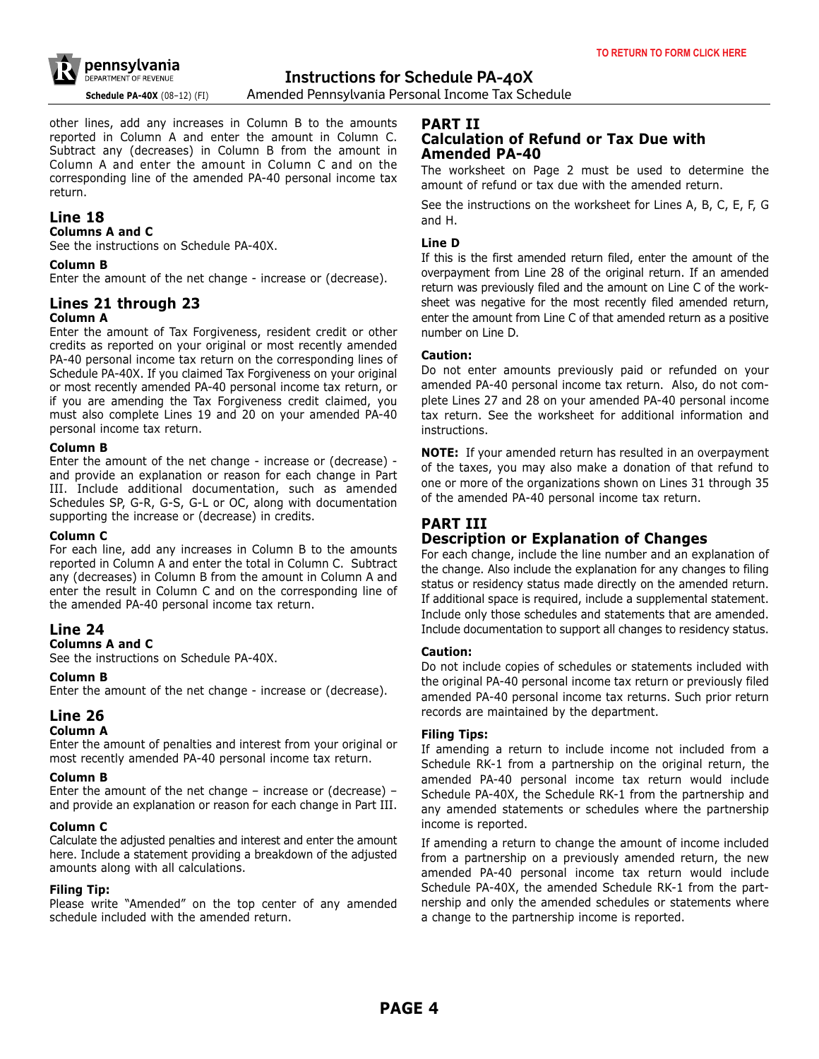other lines, add any increases in Column B to the amounts reported in Column A and enter the amount in Column C. Subtract any (decreases) in Column B from the amount in Column A and enter the amount in Column C and on the corresponding line of the amended PA-40 personal income tax return.

## Line 18

**Columns A and C**

See the instructions on Schedule PA-40X.

**Column B**

Enter the amount of the net change - increase or (decrease).

## Lines 21 through 23

**Column A**

Enter the amount of Tax Forgiveness, resident credit or other credits as reported on your original or most recently amended PA-40 personal income tax return on the corresponding lines of Schedule PA-40X. If you claimed Tax Forgiveness on your original or most recently amended PA-40 personal income tax return, or if you are amending the Tax Forgiveness credit claimed, you must also complete Lines 19 and 20 on your amended PA-40 personal income tax return.

**Column B**

Enter the amount of the net change - increase or (decrease) - and provide an explanation or reason for each change in Part III. Include additional documentation, such as amended Schedules SP, G-R, G-S, G-L or OC, along with documentation supporting the increase or (decrease) in credits.

**Column C**

For each line, add any increases in Column B to the amounts reported in Column A and enter the total in Column C. Subtract any (decreases) in Column B from the amount in Column A and enter the result in Column C and on the corresponding line of the amended PA-40 personal income tax return.

## Line 24

**Columns A and C**

See the instructions on Schedule PA-40X.

**Column B**

Enter the amount of the net change - increase or (decrease).

## Line 26

**Column A**

Enter the amount of penalties and interest from your original or most recently amended PA-40 personal income tax return.

**Column B**

Enter the amount of the net change – increase or (decrease) – and provide an explanation or reason for each change in Part III.

**Column C**

Calculate the adjusted penalties and interest and enter the amount here. Include a statement providing a breakdown of the adjusted amounts along with all calculations.

**Filing Tip:**

Please write "Amended" on the top center of any amended schedule included with the amended return.

## PART II
## Calculation of Refund or Tax Due with Amended PA-40

The worksheet on Page 2 must be used to determine the amount of refund or tax due with the amended return.

See the instructions on the worksheet for Lines A, B, C, E, F, G and H.

**Line D**

If this is the first amended return filed, enter the amount of the overpayment from Line 28 of the original return. If an amended return was previously filed and the amount on Line C of the worksheet was negative for the most recently filed amended return, enter the amount from Line C of that amended return as a positive number on Line D.

**Caution:**

Do not enter amounts previously paid or refunded on your amended PA-40 personal income tax return. Also, do not complete Lines 27 and 28 on your amended PA-40 personal income tax return. See the worksheet for additional information and instructions.

**NOTE:** If your amended return has resulted in an overpayment of the taxes, you may also make a donation of that refund to one or more of the organizations shown on Lines 31 through 35 of the amended PA-40 personal income tax return.

## PART III
## Description or Explanation of Changes

For each change, include the line number and an explanation of the change. Also include the explanation for any changes to filing status or residency status made directly on the amended return. If additional space is required, include a supplemental statement. Include only those schedules and statements that are amended. Include documentation to support all changes to residency status.

**Caution:**

Do not include copies of schedules or statements included with the original PA-40 personal income tax return or previously filed amended PA-40 personal income tax returns. Such prior return records are maintained by the department.

**Filing Tips:**

If amending a return to include income not included from a Schedule RK-1 from a partnership on the original return, the amended PA-40 personal income tax return would include Schedule PA-40X, the Schedule RK-1 from the partnership and any amended statements or schedules where the partnership income is reported.

If amending a return to change the amount of income included from a partnership on a previously amended return, the new amended PA-40 personal income tax return would include Schedule PA-40X, the amended Schedule RK-1 from the partnership and only the amended schedules or statements where a change to the partnership income is reported.